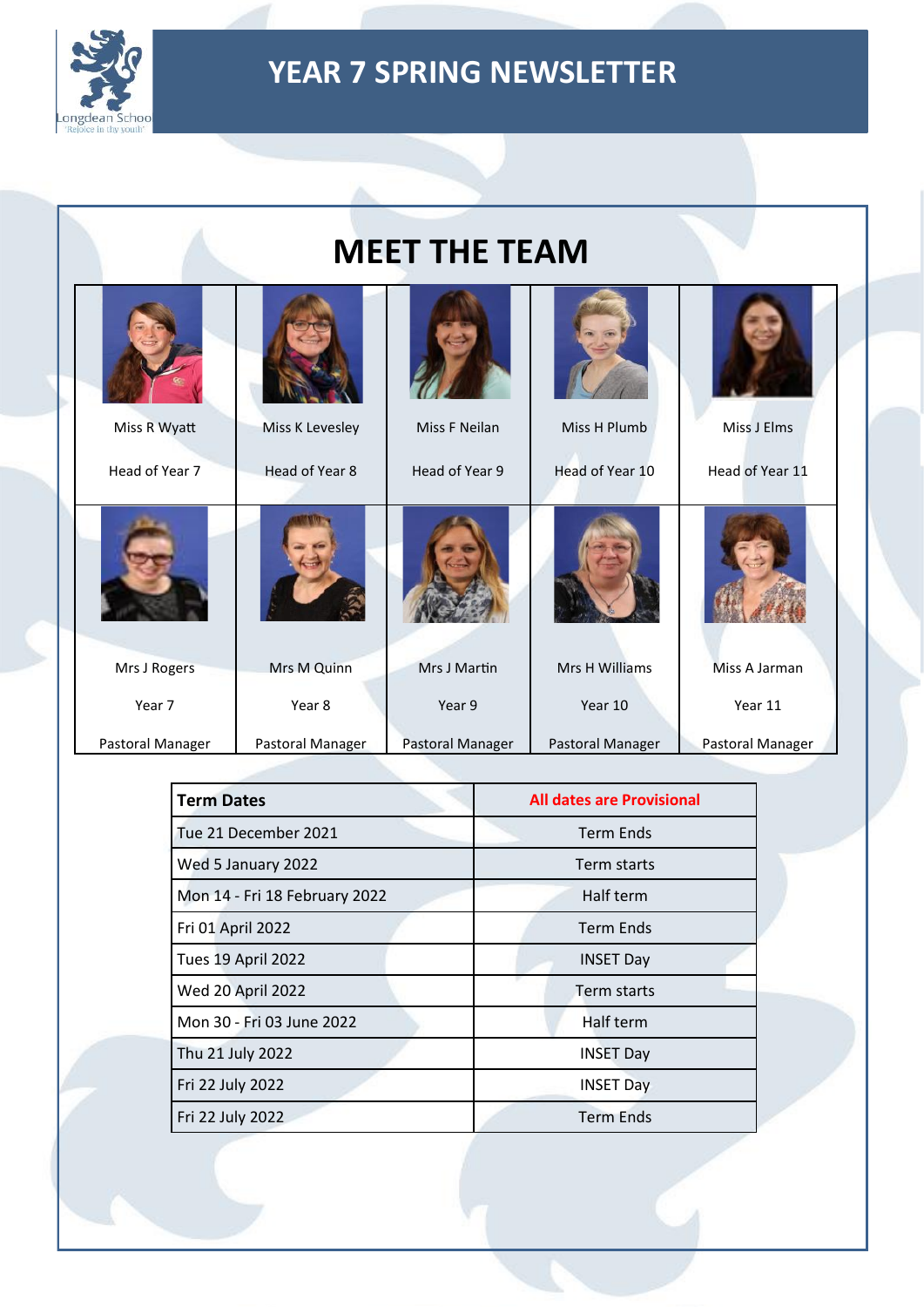# YEAR 7 SPRING NEWSLETTER

## MEET THE TEAM

| Miss R Wyatt | Miss K Levesley | Miss F Neilan | Miss H Plumb | Miss J Elms |
|---|---|---|---|---|
| Head of Year 7 | Head of Year 8 | Head of Year 9 | Head of Year 10 | Head of Year 11 |
| Mrs J Rogers | Mrs M Quinn | Mrs J Martin | Mrs H Williams | Miss A Jarman |
| Year 7 | Year 8 | Year 9 | Year 10 | Year 11 |
| Pastoral Manager | Pastoral Manager | Pastoral Manager | Pastoral Manager | Pastoral Manager |

| **Term Dates** | **All dates are Provisional** |
|---|---|
| Tue 21 December 2021 | Term Ends |
| Wed 5 January 2022 | Term starts |
| Mon 14 - Fri 18 February 2022 | Half term |
| Fri 01 April 2022 | Term Ends |
| Tues 19 April 2022 | INSET Day |
| Wed 20 April 2022 | Term starts |
| Mon 30 - Fri 03 June 2022 | Half term |
| Thu 21 July 2022 | INSET Day |
| Fri 22 July 2022 | INSET Day |
| Fri 22 July 2022 | Term Ends |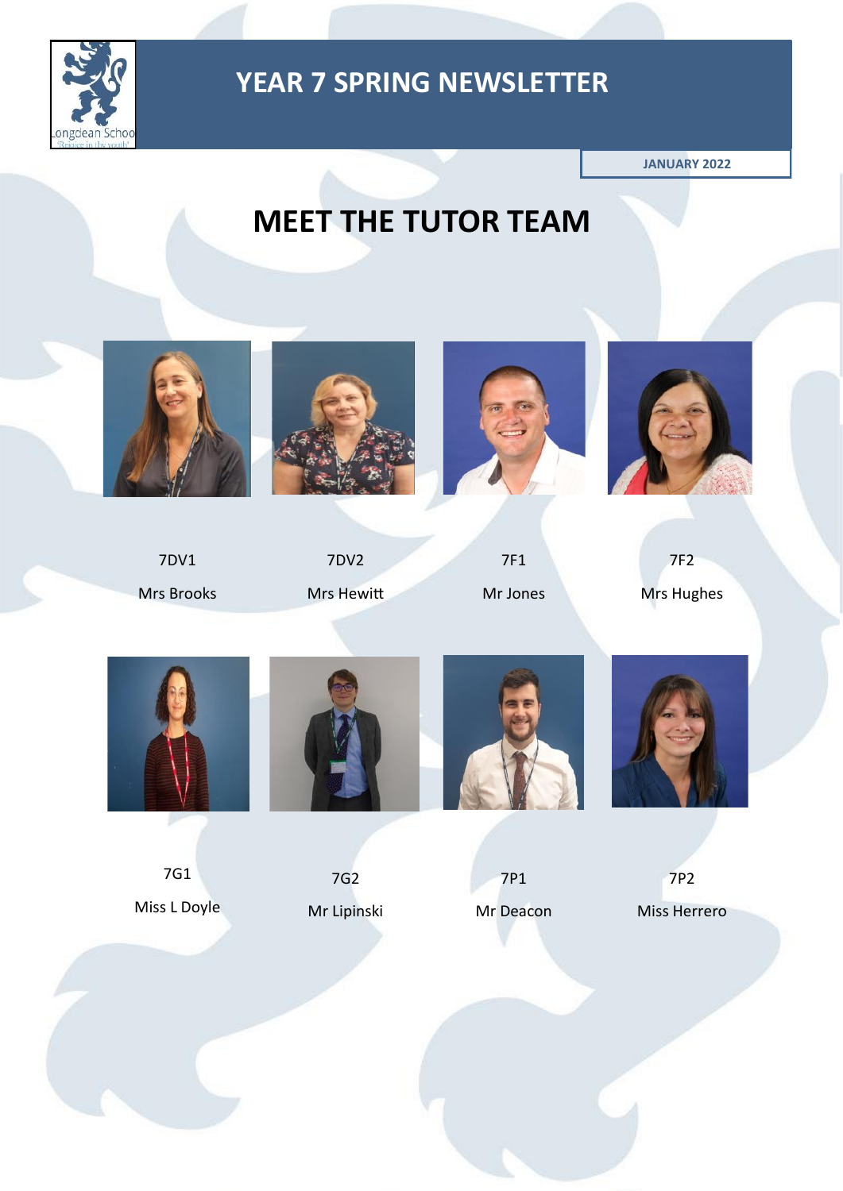# YEAR 7 SPRING NEWSLETTER

JANUARY 2022

## MEET THE TUTOR TEAM

| 7DV1 | 7DV2 | 7F1 | 7F2 |
|---|---|---|---|
| Mrs Brooks | Mrs Hewitt | Mr Jones | Mrs Hughes |

| 7G1 | 7G2 | 7P1 | 7P2 |
|---|---|---|---|
| Miss L Doyle | Mr Lipinski | Mr Deacon | Miss Herrero |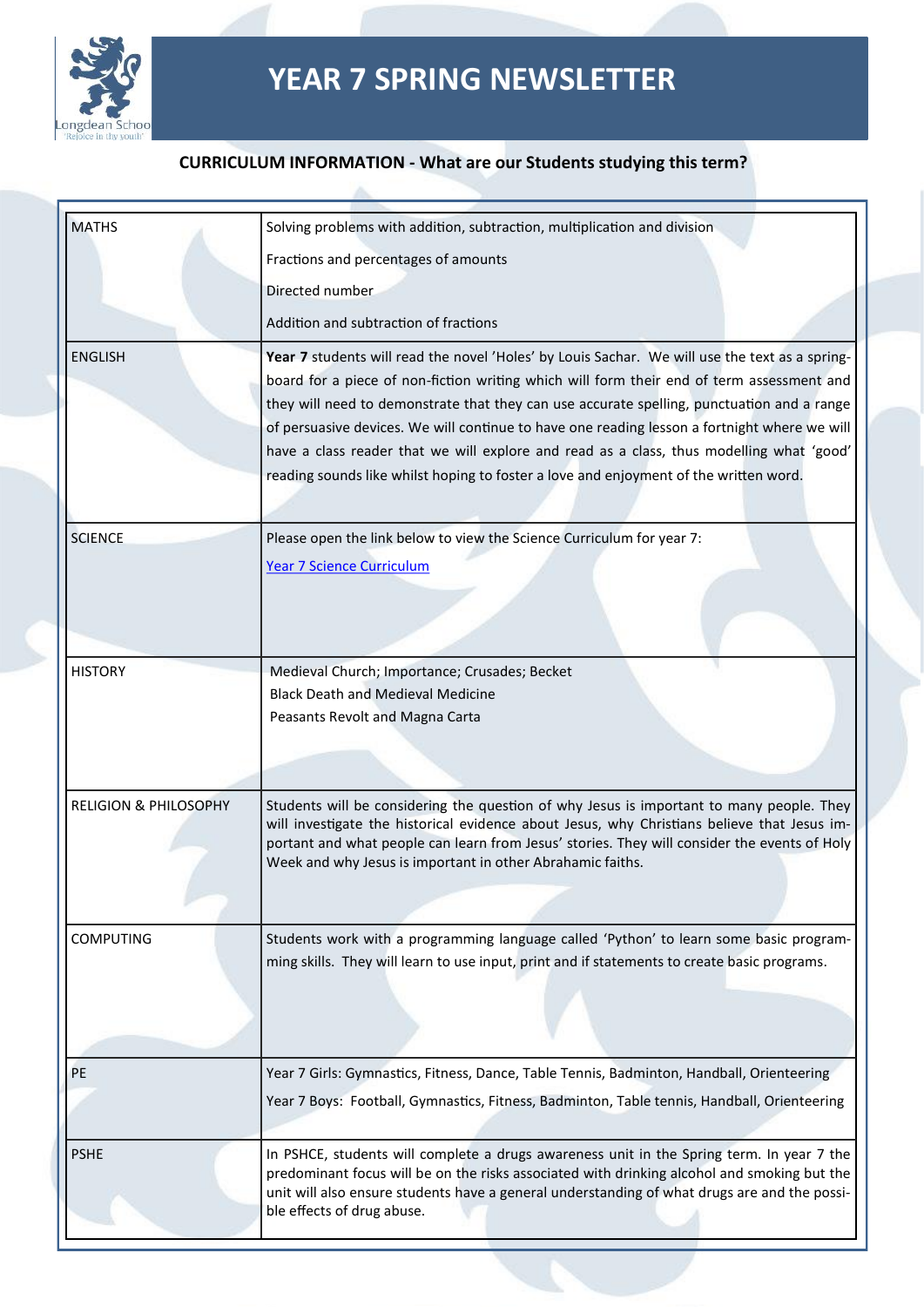# YEAR 7 SPRING NEWSLETTER

## CURRICULUM INFORMATION - What are our Students studying this term?

| | |
|---|---|
| MATHS | Solving problems with addition, subtraction, multiplication and division<br>Fractions and percentages of amounts<br>Directed number<br>Addition and subtraction of fractions |
| ENGLISH | **Year 7** students will read the novel 'Holes' by Louis Sachar. We will use the text as a spring-board for a piece of non-fiction writing which will form their end of term assessment and they will need to demonstrate that they can use accurate spelling, punctuation and a range of persuasive devices. We will continue to have one reading lesson a fortnight where we will have a class reader that we will explore and read as a class, thus modelling what 'good' reading sounds like whilst hoping to foster a love and enjoyment of the written word. |
| SCIENCE | Please open the link below to view the Science Curriculum for year 7:<br>[Year 7 Science Curriculum]() |
| HISTORY | Medieval Church; Importance; Crusades; Becket<br>Black Death and Medieval Medicine<br>Peasants Revolt and Magna Carta |
| RELIGION & PHILOSOPHY | Students will be considering the question of why Jesus is important to many people. They will investigate the historical evidence about Jesus, why Christians believe that Jesus important and what people can learn from Jesus' stories. They will consider the events of Holy Week and why Jesus is important in other Abrahamic faiths. |
| COMPUTING | Students work with a programming language called 'Python' to learn some basic programming skills. They will learn to use input, print and if statements to create basic programs. |
| PE | Year 7 Girls: Gymnastics, Fitness, Dance, Table Tennis, Badminton, Handball, Orienteering<br>Year 7 Boys: Football, Gymnastics, Fitness, Badminton, Table tennis, Handball, Orienteering |
| PSHE | In PSHCE, students will complete a drugs awareness unit in the Spring term. In year 7 the predominant focus will be on the risks associated with drinking alcohol and smoking but the unit will also ensure students have a general understanding of what drugs are and the possible effects of drug abuse. |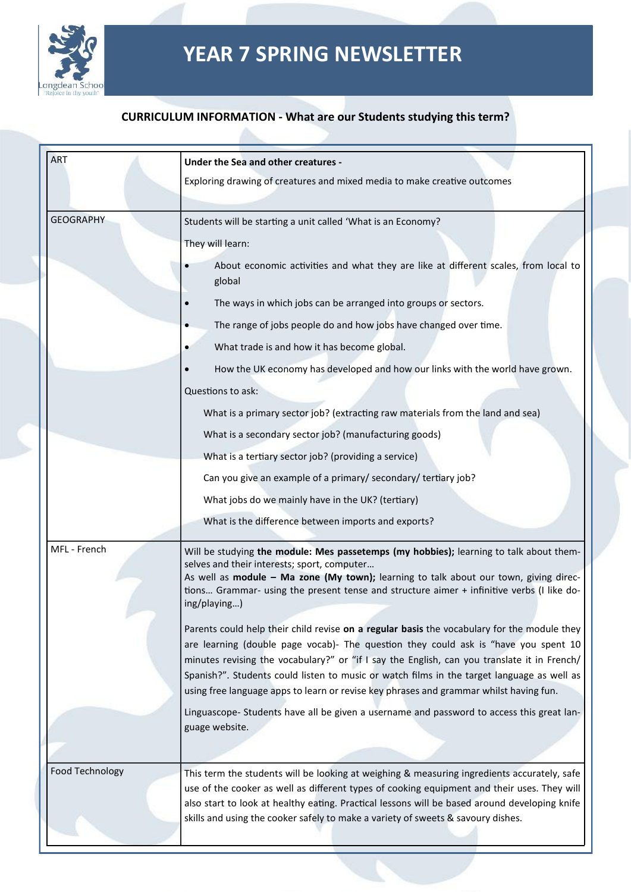# YEAR 7 SPRING NEWSLETTER

**CURRICULUM INFORMATION - What are our Students studying this term?**

| Subject | Content |
|---|---|
| ART | **Under the Sea and other creatures -** <br> Exploring drawing of creatures and mixed media to make creative outcomes |
| GEOGRAPHY | Students will be starting a unit called 'What is an Economy? <br> They will learn: <br> • About economic activities and what they are like at different scales, from local to global <br> • The ways in which jobs can be arranged into groups or sectors. <br> • The range of jobs people do and how jobs have changed over time. <br> • What trade is and how it has become global. <br> • How the UK economy has developed and how our links with the world have grown. <br> Questions to ask: <br> What is a primary sector job? (extracting raw materials from the land and sea) <br> What is a secondary sector job? (manufacturing goods) <br> What is a tertiary sector job? (providing a service) <br> Can you give an example of a primary/ secondary/ tertiary job? <br> What jobs do we mainly have in the UK? (tertiary) <br> What is the difference between imports and exports? |
| MFL - French | Will be studying **the module: Mes passetemps (my hobbies);** learning to talk about themselves and their interests; sport, computer… <br> As well as **module – Ma zone (My town);** learning to talk about our town, giving directions… Grammar- using the present tense and structure aimer + infinitive verbs (I like doing/playing…) <br> Parents could help their child revise **on a regular basis** the vocabulary for the module they are learning (double page vocab)- The question they could ask is "have you spent 10 minutes revising the vocabulary?" or "if I say the English, can you translate it in French/ Spanish?". Students could listen to music or watch films in the target language as well as using free language apps to learn or revise key phrases and grammar whilst having fun. <br> Linguascope- Students have all be given a username and password to access this great language website. |
| Food Technology | This term the students will be looking at weighing & measuring ingredients accurately, safe use of the cooker as well as different types of cooking equipment and their uses. They will also start to look at healthy eating. Practical lessons will be based around developing knife skills and using the cooker safely to make a variety of sweets & savoury dishes. |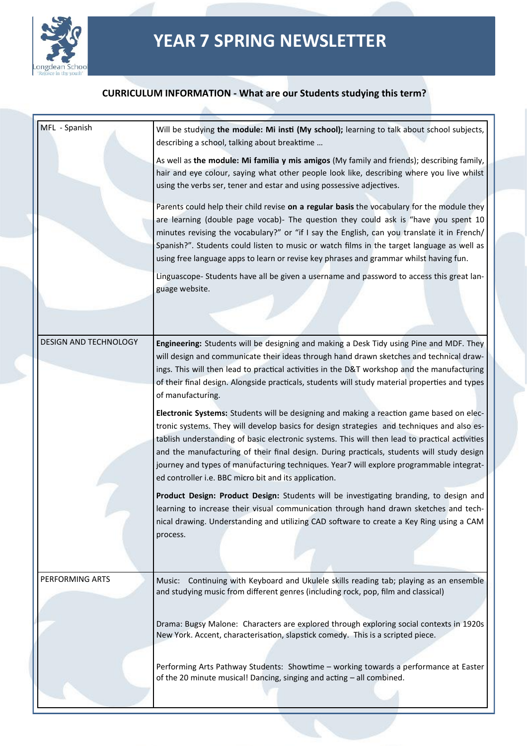# YEAR 7 SPRING NEWSLETTER

## CURRICULUM INFORMATION - What are our Students studying this term?

| | |
|---|---|
| MFL - Spanish | Will be studying **the module: Mi insti (My school);** learning to talk about school subjects, describing a school, talking about breaktime … <br><br> As well as **the module: Mi familia y mis amigos** (My family and friends); describing family, hair and eye colour, saying what other people look like, describing where you live whilst using the verbs ser, tener and estar and using possessive adjectives. <br><br> Parents could help their child revise **on a regular basis** the vocabulary for the module they are learning (double page vocab)- The question they could ask is "have you spent 10 minutes revising the vocabulary?" or "if I say the English, can you translate it in French/ Spanish?". Students could listen to music or watch films in the target language as well as using free language apps to learn or revise key phrases and grammar whilst having fun. <br><br> Linguascope- Students have all be given a username and password to access this great language website. |
| DESIGN AND TECHNOLOGY | **Engineering:** Students will be designing and making a Desk Tidy using Pine and MDF. They will design and communicate their ideas through hand drawn sketches and technical drawings. This will then lead to practical activities in the D&T workshop and the manufacturing of their final design. Alongside practicals, students will study material properties and types of manufacturing. <br><br> **Electronic Systems:** Students will be designing and making a reaction game based on electronic systems. They will develop basics for design strategies and techniques and also establish understanding of basic electronic systems. This will then lead to practical activities and the manufacturing of their final design. During practicals, students will study design journey and types of manufacturing techniques. Year7 will explore programmable integrated controller i.e. BBC micro bit and its application. <br><br> **Product Design: Product Design:** Students will be investigating branding, to design and learning to increase their visual communication through hand drawn sketches and technical drawing. Understanding and utilizing CAD software to create a Key Ring using a CAM process. |
| PERFORMING ARTS | Music: Continuing with Keyboard and Ukulele skills reading tab; playing as an ensemble and studying music from different genres (including rock, pop, film and classical) <br><br> Drama: Bugsy Malone: Characters are explored through exploring social contexts in 1920s New York. Accent, characterisation, slapstick comedy. This is a scripted piece. <br><br> Performing Arts Pathway Students: Showtime – working towards a performance at Easter of the 20 minute musical! Dancing, singing and acting – all combined. |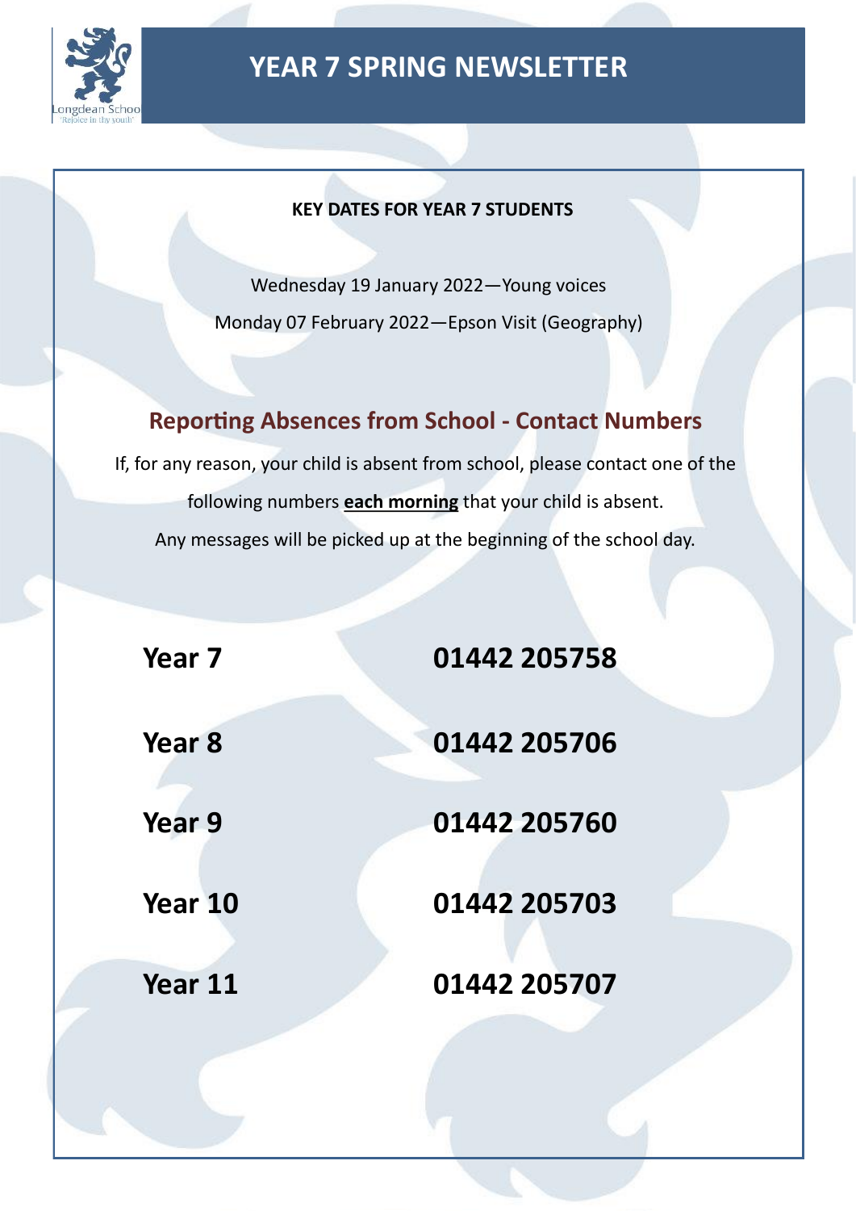# YEAR 7 SPRING NEWSLETTER

**KEY DATES FOR YEAR 7 STUDENTS**

Wednesday 19 January 2022—Young voices

Monday 07 February 2022—Epson Visit (Geography)

## Reporting Absences from School - Contact Numbers

If, for any reason, your child is absent from school, please contact one of the following numbers **each morning** that your child is absent.

Any messages will be picked up at the beginning of the school day.

| | |
|---|---|
| **Year 7** | **01442 205758** |
| **Year 8** | **01442 205706** |
| **Year 9** | **01442 205760** |
| **Year 10** | **01442 205703** |
| **Year 11** | **01442 205707** |